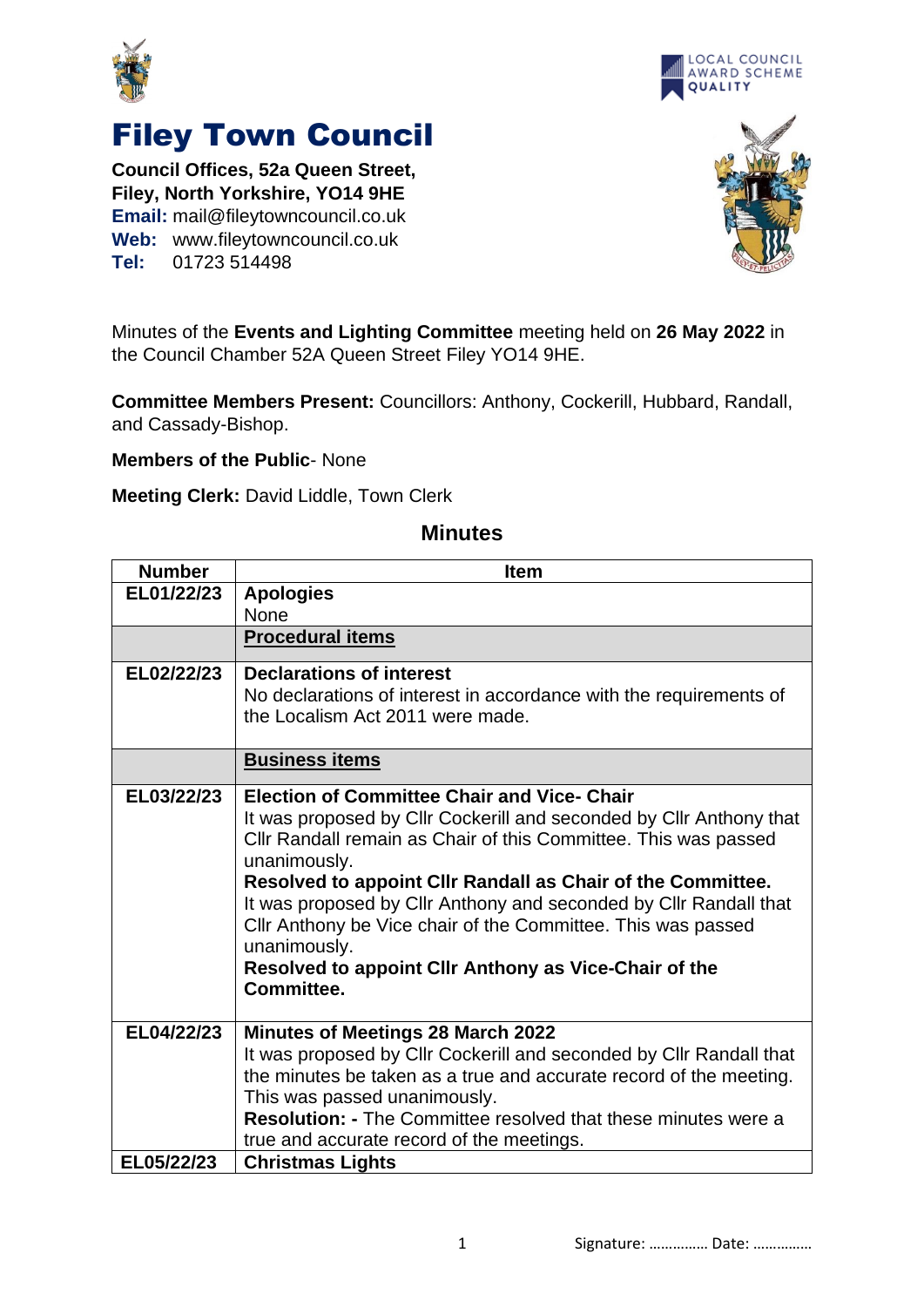# Filey Town Council

**Council Offices, 52a Queen Street,**
**Filey, North Yorkshire, YO14 9HE**
**Email:** mail@fileytowncouncil.co.uk
**Web:** www.fileytowncouncil.co.uk
**Tel:** 01723 514498

Minutes of the **Events and Lighting Committee** meeting held on **26 May 2022** in the Council Chamber 52A Queen Street Filey YO14 9HE.

**Committee Members Present:** Councillors: Anthony, Cockerill, Hubbard, Randall, and Cassady-Bishop.

**Members of the Public**- None

**Meeting Clerk:** David Liddle, Town Clerk

## Minutes

| Number | Item |
|---|---|
| EL01/22/23 | **Apologies**<br>None |
| | **Procedural items** |
| EL02/22/23 | **Declarations of interest**<br>No declarations of interest in accordance with the requirements of the Localism Act 2011 were made. |
| | **Business items** |
| EL03/22/23 | **Election of Committee Chair and Vice- Chair**<br>It was proposed by Cllr Cockerill and seconded by Cllr Anthony that Cllr Randall remain as Chair of this Committee. This was passed unanimously.<br>**Resolved to appoint Cllr Randall as Chair of the Committee.**<br>It was proposed by Cllr Anthony and seconded by Cllr Randall that Cllr Anthony be Vice chair of the Committee. This was passed unanimously.<br>**Resolved to appoint Cllr Anthony as Vice-Chair of the Committee.** |
| EL04/22/23 | **Minutes of Meetings 28 March 2022**<br>It was proposed by Cllr Cockerill and seconded by Cllr Randall that the minutes be taken as a true and accurate record of the meeting. This was passed unanimously.<br>**Resolution: -** The Committee resolved that these minutes were a true and accurate record of the meetings. |
| EL05/22/23 | **Christmas Lights** |

Signature: …………… Date: ……………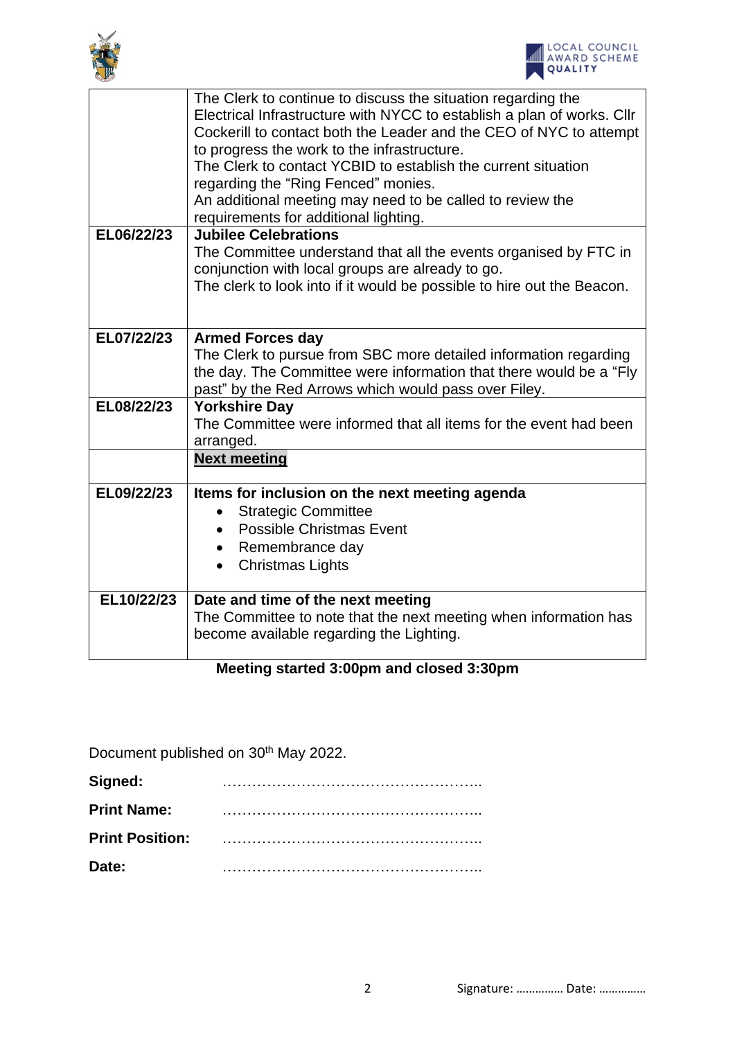| | |
|---|---|
| | The Clerk to continue to discuss the situation regarding the Electrical Infrastructure with NYCC to establish a plan of works. Cllr Cockerill to contact both the Leader and the CEO of NYC to attempt to progress the work to the infrastructure.<br>The Clerk to contact YCBID to establish the current situation regarding the "Ring Fenced" monies.<br>An additional meeting may need to be called to review the requirements for additional lighting. |
| **EL06/22/23** | **Jubilee Celebrations**<br>The Committee understand that all the events organised by FTC in conjunction with local groups are already to go.<br>The clerk to look into if it would be possible to hire out the Beacon. |
| **EL07/22/23** | **Armed Forces day**<br>The Clerk to pursue from SBC more detailed information regarding the day. The Committee were information that there would be a "Fly past" by the Red Arrows which would pass over Filey. |
| **EL08/22/23** | **Yorkshire Day**<br>The Committee were informed that all items for the event had been arranged. |
| | **Next meeting** |
| **EL09/22/23** | **Items for inclusion on the next meeting agenda**<br>• Strategic Committee<br>• Possible Christmas Event<br>• Remembrance day<br>• Christmas Lights |
| **EL10/22/23** | **Date and time of the next meeting**<br>The Committee to note that the next meeting when information has become available regarding the Lighting. |

**Meeting started 3:00pm and closed 3:30pm**

Document published on 30th May 2022.

**Signed:** ……………………………………………..

**Print Name:** ……………………………………………..

**Print Position:** ……………………………………………..

**Date:** ……………………………………………..